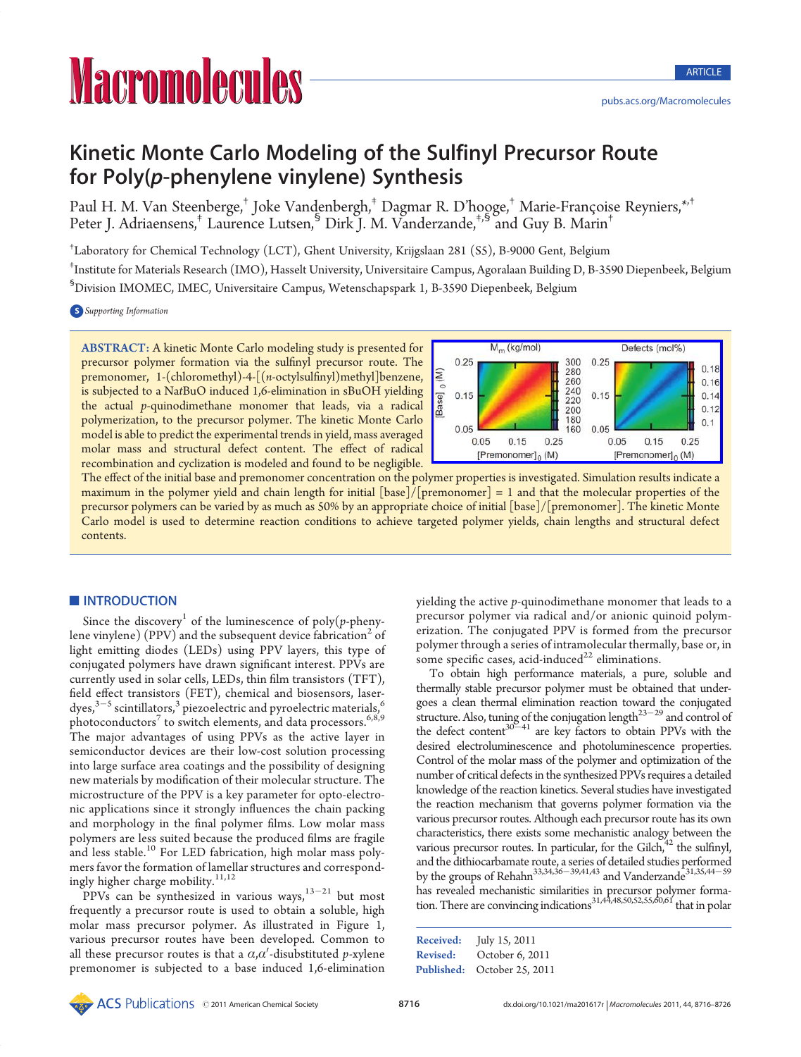# Kinetic Monte Carlo Modeling of the Sulfinyl Precursor Route for Poly(*p*-phenylene vinylene) Synthesis

Paul H. M. Van Steenberge,[†] Joke Vandenbergh,[‡] Dagmar R. D'hooge,[†] Marie-Françoise Reyniers,[*,†] Peter J. Adriaensens,[‡] Laurence Lutsen,[§] Dirk J. M. Vanderzande,[‡,§] and Guy B. Marin[†]

[†]Laboratory for Chemical Technology (LCT), Ghent University, Krijgslaan 281 (S5), B-9000 Gent, Belgium

[‡]Institute for Materials Research (IMO), Hasselt University, Universitaire Campus, Agoralaan Building D, B-3590 Diepenbeek, Belgium

[§]Division IMOMEC, IMEC, Universitaire Campus, Wetenschapspark 1, B-3590 Diepenbeek, Belgium

Supporting Information

**ABSTRACT:** A kinetic Monte Carlo modeling study is presented for precursor polymer formation via the sulfinyl precursor route. The premonomer, 1-(chloromethyl)-4-[(*n*-octylsulfinyl)methyl]benzene, is subjected to a Na*t*BuO induced 1,6-elimination in sBuOH yielding the actual *p*-quinodimethane monomer that leads, via a radical polymerization, to the precursor polymer. The kinetic Monte Carlo model is able to predict the experimental trends in yield, mass averaged molar mass and structural defect content. The effect of radical recombination and cyclization is modeled and found to be negligible. The effect of the initial base and premonomer concentration on the polymer properties is investigated. Simulation results indicate a maximum in the polymer yield and chain length for initial [base]/[premonomer] = 1 and that the molecular properties of the precursor polymers can be varied by as much as 50% by an appropriate choice of initial [base]/[premonomer]. The kinetic Monte Carlo model is used to determine reaction conditions to achieve targeted polymer yields, chain lengths and structural defect contents.

## INTRODUCTION

Since the discovery[1] of the luminescence of poly(*p*-phenylene vinylene) (PPV) and the subsequent device fabrication[2] of light emitting diodes (LEDs) using PPV layers, this type of conjugated polymers have drawn significant interest. PPVs are currently used in solar cells, LEDs, thin film transistors (TFT), field effect transistors (FET), chemical and biosensors, laser-dyes,[3−5] scintillators,[3] piezoelectric and pyroelectric materials,[6] photoconductors[7] to switch elements, and data processors.[6,8,9] The major advantages of using PPVs as the active layer in semiconductor devices are their low-cost solution processing into large surface area coatings and the possibility of designing new materials by modification of their molecular structure. The microstructure of the PPV is a key parameter for opto-electronic applications since it strongly influences the chain packing and morphology in the final polymer films. Low molar mass polymers are less suited because the produced films are fragile and less stable.[10] For LED fabrication, high molar mass polymers favor the formation of lamellar structures and correspondingly higher charge mobility.[11,12]

PPVs can be synthesized in various ways,[13−21] but most frequently a precursor route is used to obtain a soluble, high molar mass precursor polymer. As illustrated in Figure 1, various precursor routes have been developed. Common to all these precursor routes is that a $\alpha,\alpha'$-disubstituted *p*-xylene premonomer is subjected to a base induced 1,6-elimination yielding the active *p*-quinodimethane monomer that leads to a precursor polymer via radical and/or anionic quinoid polymerization. The conjugated PPV is formed from the precursor polymer through a series of intramolecular thermally, base or, in some specific cases, acid-induced[22] eliminations.

To obtain high performance materials, a pure, soluble and thermally stable precursor polymer must be obtained that undergoes a clean thermal elimination reaction toward the conjugated structure. Also, tuning of the conjugation length[23−29] and control of the defect content[30−41] are key factors to obtain PPVs with the desired electroluminescence and photoluminescence properties. Control of the molar mass of the polymer and optimization of the number of critical defects in the synthesized PPVs requires a detailed knowledge of the reaction kinetics. Several studies have investigated the reaction mechanism that governs polymer formation via the various precursor routes. Although each precursor route has its own characteristics, there exists some mechanistic analogy between the various precursor routes. In particular, for the Gilch,[42] the sulfinyl, and the dithiocarbamate route, a series of detailed studies performed by the groups of Rehahn[33,34,36−39,41,43] and Vanderzande[31,35,44−59] has revealed mechanistic similarities in precursor polymer formation. There are convincing indications[31,44,48,50,52,55,60,61] that in polar

Received: July 15, 2011
Revised: October 6, 2011
Published: October 25, 2011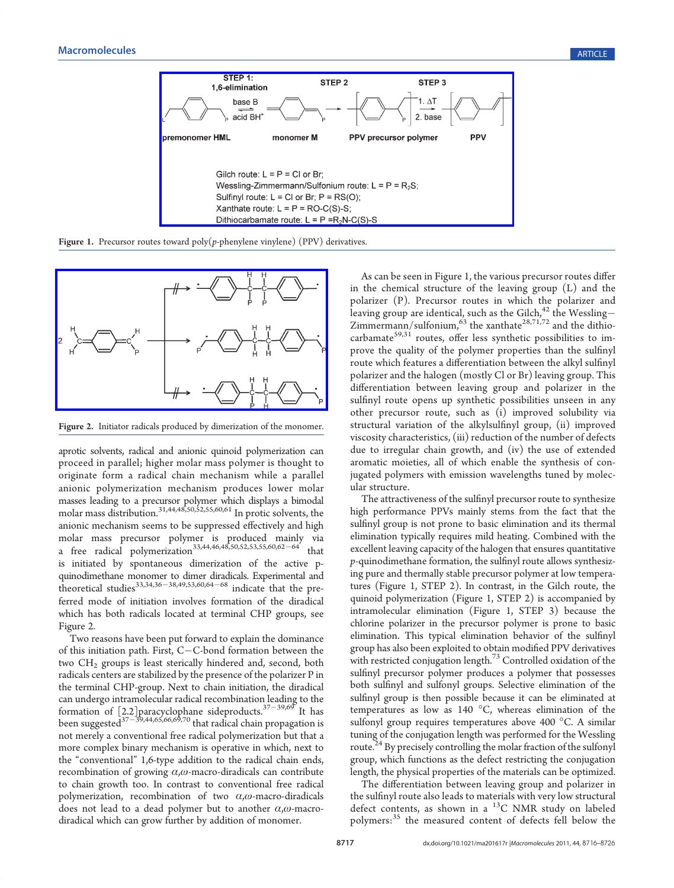Gilch route: L = P = Cl or Br;
Wessling-Zimmermann/Sulfonium route: L = P = $R_2S$;
Sulfinyl route: L = Cl or Br; P = RS(O);
Xanthate route: L = P = RO-C(S)-S;
Dithiocarbamate route: L = P = $R_2$N-C(S)-S

Figure 1. Precursor routes toward poly(*p*-phenylene vinylene) (PPV) derivatives.

Figure 2. Initiator radicals produced by dimerization of the monomer.

aprotic solvents, radical and anionic quinoid polymerization can proceed in parallel; higher molar mass polymer is thought to originate form a radical chain mechanism while a parallel anionic polymerization mechanism produces lower molar masses leading to a precursor polymer which displays a bimodal molar mass distribution.[31,44,48,50,52,55,60,61] In protic solvents, the anionic mechanism seems to be suppressed effectively and high molar mass precursor polymer is produced mainly via a free radical polymerization[33,44,46,48,50,52,53,55,60,62−64] that is initiated by spontaneous dimerization of the active p-quinodimethane monomer to dimer diradicals. Experimental and theoretical studies[33,34,36−38,49,53,60,64−68] indicate that the preferred mode of initiation involves formation of the diradical which has both radicals located at terminal CHP groups, see Figure 2.

Two reasons have been put forward to explain the dominance of this initiation path. First, C−C-bond formation between the two $CH_2$ groups is least sterically hindered and, second, both radicals centers are stabilized by the presence of the polarizer P in the terminal CHP-group. Next to chain initiation, the diradical can undergo intramolecular radical recombination leading to the formation of [2.2]paracyclophane sideproducts.[37−39,69] It has been suggested[37−39,44,65,66,69,70] that radical chain propagation is not merely a conventional free radical polymerization but that a more complex binary mechanism is operative in which, next to the "conventional" 1,6-type addition to the radical chain ends, recombination of growing $\alpha,\omega$-macro-diradicals can contribute to chain growth too. In contrast to conventional free radical polymerization, recombination of two $\alpha,\omega$-macro-diradicals does not lead to a dead polymer but to another $\alpha,\omega$-macro-diradical which can grow further by addition of monomer.

As can be seen in Figure 1, the various precursor routes differ in the chemical structure of the leaving group (L) and the polarizer (P). Precursor routes in which the polarizer and leaving group are identical, such as the Gilch,[42] the Wessling−Zimmermann/sulfonium,[63] the xanthate[28,71,72] and the dithiocarbamate[59,31] routes, offer less synthetic possibilities to improve the quality of the polymer properties than the sulfinyl route which features a differentiation between the alkyl sulfinyl polarizer and the halogen (mostly Cl or Br) leaving group. This differentiation between leaving group and polarizer in the sulfinyl route opens up synthetic possibilities unseen in any other precursor route, such as (i) improved solubility via structural variation of the alkylsulfinyl group, (ii) improved viscosity characteristics, (iii) reduction of the number of defects due to irregular chain growth, and (iv) the use of extended aromatic moieties, all of which enable the synthesis of conjugated polymers with emission wavelengths tuned by molecular structure.

The attractiveness of the sulfinyl precursor route to synthesize high performance PPVs mainly stems from the fact that the sulfinyl group is not prone to basic elimination and its thermal elimination typically requires mild heating. Combined with the excellent leaving capacity of the halogen that ensures quantitative *p*-quinodimethane formation, the sulfinyl route allows synthesizing pure and thermally stable precursor polymer at low temperatures (Figure 1, STEP 2). In contrast, in the Gilch route, the quinoid polymerization (Figure 1, STEP 2) is accompanied by intramolecular elimination (Figure 1, STEP 3) because the chlorine polarizer in the precursor polymer is prone to basic elimination. This typical elimination behavior of the sulfinyl group has also been exploited to obtain modified PPV derivatives with restricted conjugation length.[73] Controlled oxidation of the sulfinyl precursor polymer produces a polymer that possesses both sulfinyl and sulfonyl groups. Selective elimination of the sulfinyl group is then possible because it can be eliminated at temperatures as low as 140 °C, whereas elimination of the sulfonyl group requires temperatures above 400 °C. A similar tuning of the conjugation length was performed for the Wessling route.[24] By precisely controlling the molar fraction of the sulfonyl group, which functions as the defect restricting the conjugation length, the physical properties of the materials can be optimized.

The differentiation between leaving group and polarizer in the sulfinyl route also leads to materials with very low structural defect contents, as shown in a $^{13}$C NMR study on labeled polymers:[35] the measured content of defects fell below the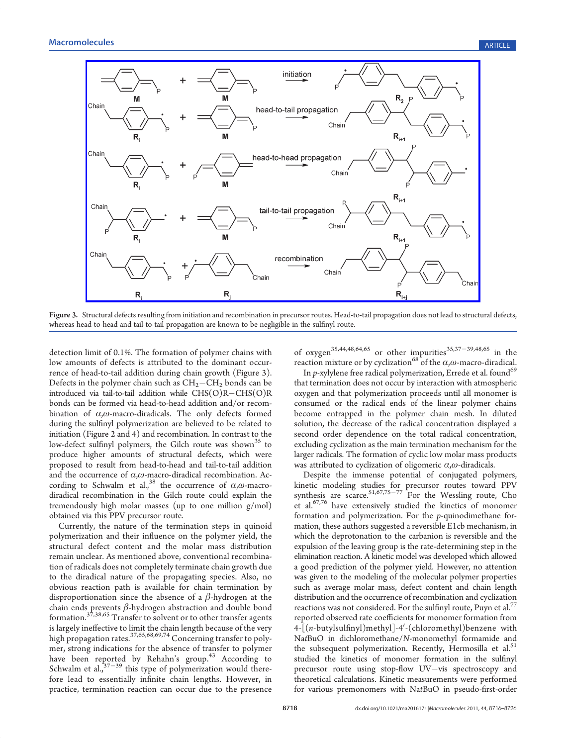Figure 3. Structural defects resulting from initiation and recombination in precursor routes. Head-to-tail propagation does not lead to structural defects, whereas head-to-head and tail-to-tail propagation are known to be negligible in the sulfinyl route.

detection limit of 0.1%. The formation of polymer chains with low amounts of defects is attributed to the dominant occurrence of head-to-tail addition during chain growth (Figure 3). Defects in the polymer chain such as $CH_2-CH_2$ bonds can be introduced via tail-to-tail addition while CHS(O)R−CHS(O)R bonds can be formed via head-to-head addition and/or recombination of $\alpha,\omega$-macro-diradicals. The only defects formed during the sulfinyl polymerization are believed to be related to initiation (Figure 2 and 4) and recombination. In contrast to the low-defect sulfinyl polymers, the Gilch route was shown[35] to produce higher amounts of structural defects, which were proposed to result from head-to-head and tail-to-tail addition and the occurrence of $\alpha,\omega$-macro-diradical recombination. According to Schwalm et al.,[38] the occurrence of $\alpha,\omega$-macro-diradical recombination in the Gilch route could explain the tremendously high molar masses (up to one million g/mol) obtained via this PPV precursor route.

Currently, the nature of the termination steps in quinoid polymerization and their influence on the polymer yield, the structural defect content and the molar mass distribution remain unclear. As mentioned above, conventional recombination of radicals does not completely terminate chain growth due to the diradical nature of the propagating species. Also, no obvious reaction path is available for chain termination by disproportionation since the absence of a $\beta$-hydrogen at the chain ends prevents $\beta$-hydrogen abstraction and double bond formation.[37,38,65] Transfer to solvent or to other transfer agents is largely ineffective to limit the chain length because of the very high propagation rates.[37,65,68,69,74] Concerning transfer to polymer, strong indications for the absence of transfer to polymer have been reported by Rehahn's group.[43] According to Schwalm et al.,[37−39] this type of polymerization would therefore lead to essentially infinite chain lengths. However, in practice, termination reaction can occur due to the presence of oxygen[35,44,48,64,65] or other impurities[35,37−39,48,65] in the reaction mixture or by cyclization[68] of the $\alpha,\omega$-macro-diradical.

In *p*-xylylene free radical polymerization, Errede et al. found[69] that termination does not occur by interaction with atmospheric oxygen and that polymerization proceeds until all monomer is consumed or the radical ends of the linear polymer chains become entrapped in the polymer chain mesh. In diluted solution, the decrease of the radical concentration displayed a second order dependence on the total radical concentration, excluding cyclization as the main termination mechanism for the larger radicals. The formation of cyclic low molar mass products was attributed to cyclization of oligomeric $\alpha,\omega$-diradicals.

Despite the immense potential of conjugated polymers, kinetic modeling studies for precursor routes toward PPV synthesis are scarce.[51,67,75−77] For the Wessling route, Cho et al.[67,76] have extensively studied the kinetics of monomer formation and polymerization. For the *p*-quinodimethane formation, these authors suggested a reversible E1cb mechanism, in which the deprotonation to the carbanion is reversible and the expulsion of the leaving group is the rate-determining step in the elimination reaction. A kinetic model was developed which allowed a good prediction of the polymer yield. However, no attention was given to the modeling of the molecular polymer properties such as average molar mass, defect content and chain length distribution and the occurrence of recombination and cyclization reactions was not considered. For the sulfinyl route, Puyn et al.[77] reported observed rate coefficients for monomer formation from 4-[(*n*-butylsulfinyl)methyl]-4′-(chloromethyl)benzene with Na*t*BuO in dichloromethane/*N*-monomethyl formamide and the subsequent polymerization. Recently, Hermosilla et al.[51] studied the kinetics of monomer formation in the sulfinyl precursor route using stop-flow UV−vis spectroscopy and theoretical calculations. Kinetic measurements were performed for various premonomers with Na*t*BuO in pseudo-first-order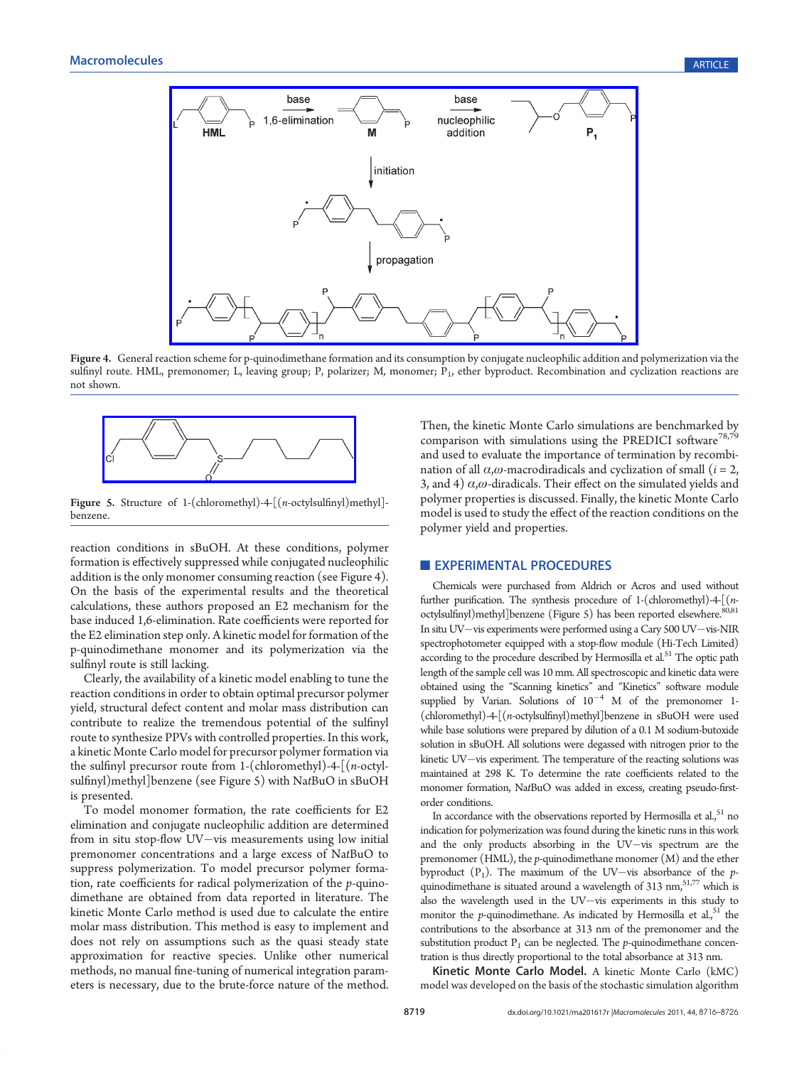Figure 4. General reaction scheme for p-quinodimethane formation and its consumption by conjugate nucleophilic addition and polymerization via the sulfinyl route. HML, premonomer; L, leaving group; P, polarizer; M, monomer; $P_1$, ether byproduct. Recombination and cyclization reactions are not shown.

Figure 5. Structure of 1-(chloromethyl)-4-[(n-octylsulfinyl)methyl]-benzene.

reaction conditions in sBuOH. At these conditions, polymer formation is effectively suppressed while conjugated nucleophilic addition is the only monomer consuming reaction (see Figure 4). On the basis of the experimental results and the theoretical calculations, these authors proposed an E2 mechanism for the base induced 1,6-elimination. Rate coefficients were reported for the E2 elimination step only. A kinetic model for formation of the p-quinodimethane monomer and its polymerization via the sulfinyl route is still lacking.

Clearly, the availability of a kinetic model enabling to tune the reaction conditions in order to obtain optimal precursor polymer yield, structural defect content and molar mass distribution can contribute to realize the tremendous potential of the sulfinyl route to synthesize PPVs with controlled properties. In this work, a kinetic Monte Carlo model for precursor polymer formation via the sulfinyl precursor route from 1-(chloromethyl)-4-[(n-octylsulfinyl)methyl]benzene (see Figure 5) with NatBuO in sBuOH is presented.

To model monomer formation, the rate coefficients for E2 elimination and conjugate nucleophilic addition are determined from in situ stop-flow UV–vis measurements using low initial premonomer concentrations and a large excess of NatBuO to suppress polymerization. To model precursor polymer formation, rate coefficients for radical polymerization of the *p*-quinodimethane are obtained from data reported in literature. The kinetic Monte Carlo method is used due to calculate the entire molar mass distribution. This method is easy to implement and does not rely on assumptions such as the quasi steady state approximation for reactive species. Unlike other numerical methods, no manual fine-tuning of numerical integration parameters is necessary, due to the brute-force nature of the method. Then, the kinetic Monte Carlo simulations are benchmarked by comparison with simulations using the PREDICI software[78,79] and used to evaluate the importance of termination by recombination of all $\alpha,\omega$-macrodiradicals and cyclization of small ($i$ = 2, 3, and 4) $\alpha,\omega$-diradicals. Their effect on the simulated yields and polymer properties is discussed. Finally, the kinetic Monte Carlo model is used to study the effect of the reaction conditions on the polymer yield and properties.

## EXPERIMENTAL PROCEDURES

Chemicals were purchased from Aldrich or Acros and used without further purification. The synthesis procedure of 1-(chloromethyl)-4-[(n-octylsulfinyl)methyl]benzene (Figure 5) has been reported elsewhere.[80,81] In situ UV–vis experiments were performed using a Cary 500 UV–vis-NIR spectrophotometer equipped with a stop-flow module (Hi-Tech Limited) according to the procedure described by Hermosilla et al.[51] The optic path length of the sample cell was 10 mm. All spectroscopic and kinetic data were obtained using the "Scanning kinetics" and "Kinetics" software module supplied by Varian. Solutions of $10^{-4}$ M of the premonomer 1-(chloromethyl)-4-[(n-octylsulfinyl)methyl]benzene in sBuOH were used while base solutions were prepared by dilution of a 0.1 M sodium-butoxide solution in sBuOH. All solutions were degassed with nitrogen prior to the kinetic UV–vis experiment. The temperature of the reacting solutions was maintained at 298 K. To determine the rate coefficients related to the monomer formation, NatBuO was added in excess, creating pseudo-first-order conditions.

In accordance with the observations reported by Hermosilla et al.,[51] no indication for polymerization was found during the kinetic runs in this work and the only products absorbing in the UV–vis spectrum are the premonomer (HML), the *p*-quinodimethane monomer (M) and the ether byproduct ($P_1$). The maximum of the UV–vis absorbance of the *p*-quinodimethane is situated around a wavelength of 313 nm,[51,77] which is also the wavelength used in the UV–vis experiments in this study to monitor the *p*-quinodimethane. As indicated by Hermosilla et al.,[51] the contributions to the absorbance at 313 nm of the premonomer and the substitution product $P_1$ can be neglected. The *p*-quinodimethane concentration is thus directly proportional to the total absorbance at 313 nm.

**Kinetic Monte Carlo Model.** A kinetic Monte Carlo (kMC) model was developed on the basis of the stochastic simulation algorithm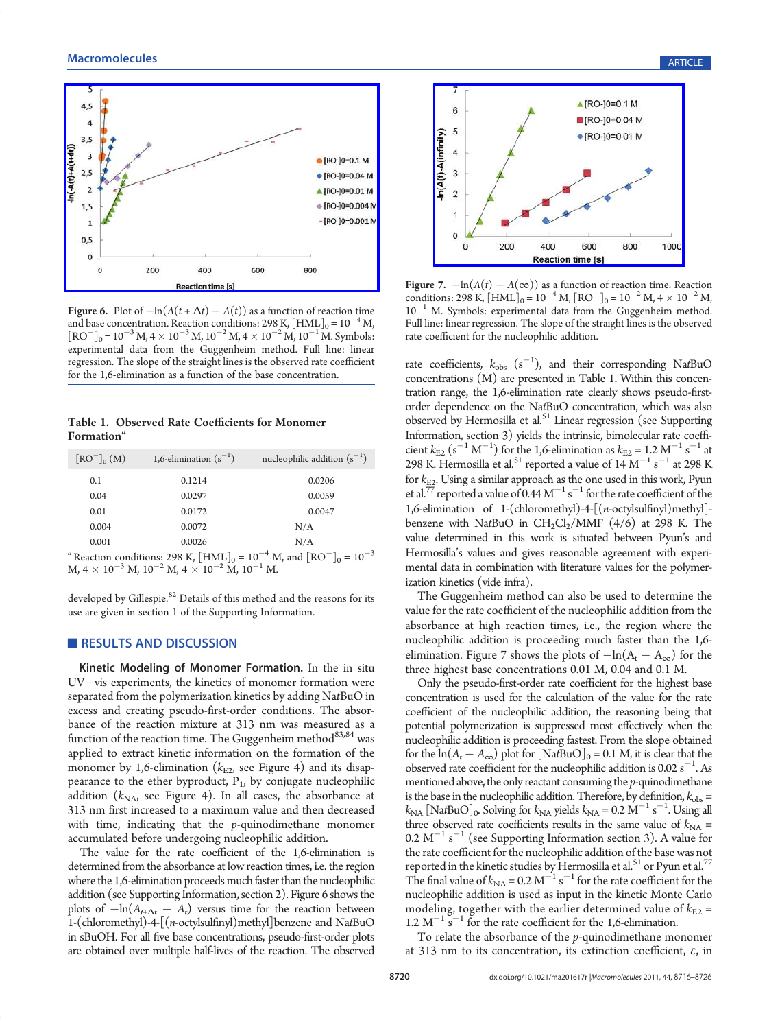Figure 6. Plot of $-\ln(A(t + \Delta t) - A(t))$ as a function of reaction time and base concentration. Reaction conditions: 298 K, $[HML]_0 = 10^{-4}$ M, $[RO^-]_0 = 10^{-3}$ M, $4 \times 10^{-3}$ M, $10^{-2}$ M, $4 \times 10^{-2}$ M, $10^{-1}$ M. Symbols: experimental data from the Guggenheim method. Full line: linear regression. The slope of the straight lines is the observed rate coefficient for the 1,6-elimination as a function of the base concentration.

Figure 7. $-\ln(A(t) - A(\infty))$ as a function of reaction time. Reaction conditions: 298 K, $[HML]_0 = 10^{-4}$ M, $[RO^-]_0 = 10^{-2}$ M, $4 \times 10^{-2}$ M, $10^{-1}$ M. Symbols: experimental data from the Guggenheim method. Full line: linear regression. The slope of the straight lines is the observed rate coefficient for the nucleophilic addition.

**Table 1. Observed Rate Coefficients for Monomer Formation**[a]

| $[RO^-]_0$ (M) | 1,6-elimination ($s^{-1}$) | nucleophilic addition ($s^{-1}$) |
|---|---|---|
| 0.1 | 0.1214 | 0.0206 |
| 0.04 | 0.0297 | 0.0059 |
| 0.01 | 0.0172 | 0.0047 |
| 0.004 | 0.0072 | N/A |
| 0.001 | 0.0026 | N/A |

[a] Reaction conditions: 298 K, $[HML]_0 = 10^{-4}$ M, and $[RO^-]_0 = 10^{-3}$ M, $4 \times 10^{-3}$ M, $10^{-2}$ M, $4 \times 10^{-2}$ M, $10^{-1}$ M.

developed by Gillespie.[82] Details of this method and the reasons for its use are given in section 1 of the Supporting Information.

## RESULTS AND DISCUSSION

**Kinetic Modeling of Monomer Formation.** In the in situ UV−vis experiments, the kinetics of monomer formation were separated from the polymerization kinetics by adding Na*t*BuO in excess and creating pseudo-first-order conditions. The absorbance of the reaction mixture at 313 nm was measured as a function of the reaction time. The Guggenheim method[83,84] was applied to extract kinetic information on the formation of monomer by 1,6-elimination ($k_{E2}$, see Figure 4) and its disappearance to the ether byproduct, $P_1$, by conjugate nucleophilic addition ($k_{NA}$, see Figure 4). In all cases, the absorbance at 313 nm first increased to a maximum value and then decreased with time, indicating that the *p*-quinodimethane monomer accumulated before undergoing nucleophilic addition.

The value for the rate coefficient of the 1,6-elimination is determined from the absorbance at low reaction times, i.e. the region where the 1,6-elimination proceeds much faster than the nucleophilic addition (see Supporting Information, section 2). Figure 6 shows the plots of $-\ln(A_{t+\Delta t} - A_t)$ versus time for the reaction between 1-(chloromethyl)-4-[(*n*-octylsulfinyl)methyl]benzene and Na*t*BuO in sBuOH. For all five base concentrations, pseudo-first-order plots are obtained over multiple half-lives of the reaction. The observed rate coefficients, $k_{obs}$ ($s^{-1}$), and their corresponding Na*t*BuO concentrations (M) are presented in Table 1. Within this concentration range, the 1,6-elimination rate clearly shows pseudo-first-order dependence on the Na*t*BuO concentration, which was also observed by Hermosilla et al.[51] Linear regression (see Supporting Information, section 3) yields the intrinsic, bimolecular rate coefficient $k_{E2}$ ($s^{-1}$ $M^{-1}$) for the 1,6-elimination as $k_{E2} = 1.2$ $M^{-1}$ $s^{-1}$ at 298 K. Hermosilla et al.[51] reported a value of 14 $M^{-1}$ $s^{-1}$ at 298 K for $k_{E2}$. Using a similar approach as the one used in this work, Pyun et al.[77] reported a value of 0.44 $M^{-1}$ $s^{-1}$ for the rate coefficient of the 1,6-elimination of 1-(chloromethyl)-4-[(*n*-octylsulfinyl)methyl]benzene with Na*t*BuO in $CH_2Cl_2$/MMF (4/6) at 298 K. The value determined in this work is situated between Pyun's and Hermosilla's values and gives reasonable agreement with experimental data in combination with literature values for the polymerization kinetics (vide infra).

The Guggenheim method can also be used to determine the value for the rate coefficient of the nucleophilic addition from the absorbance at high reaction times, i.e., the region where the nucleophilic addition is proceeding much faster than the 1,6-elimination. Figure 7 shows the plots of $-\ln(A_t - A_\infty)$ for the three highest base concentrations 0.01 M, 0.04 M and 0.1 M.

Only the pseudo-first-order rate coefficient for the highest base concentration is used for the calculation of the value for the rate coefficient of the nucleophilic addition, the reasoning being that potential polymerization is suppressed most effectively when the nucleophilic addition is proceeding fastest. From the slope obtained for the $\ln(A_t - A_\infty)$ plot for $[\text{Na}t\text{BuO}]_0 = 0.1$ M, it is clear that the observed rate coefficient for the nucleophilic addition is 0.02 $s^{-1}$. As mentioned above, the only reactant consuming the *p*-quinodimethane is the base in the nucleophilic addition. Therefore, by definition, $k_{obs} = k_{NA}\,[\text{Na}t\text{BuO}]_0$. Solving for $k_{NA}$ yields $k_{NA} = 0.2$ $M^{-1}$ $s^{-1}$. Using all three observed rate coefficients results in the same value of $k_{NA} = 0.2$ $M^{-1}$ $s^{-1}$ (see Supporting Information section 3). A value for the rate coefficient for the nucleophilic addition of the base was not reported in the kinetic studies by Hermosilla et al.[51] or Pyun et al.[77] The final value of $k_{NA} = 0.2$ $M^{-1}$ $s^{-1}$ for the rate coefficient for the nucleophilic addition is used as input in the kinetic Monte Carlo modeling, together with the earlier determined value of $k_{E2} = 1.2$ $M^{-1}$ $s^{-1}$ for the rate coefficient for the 1,6-elimination.

To relate the absorbance of the *p*-quinodimethane monomer at 313 nm to its concentration, its extinction coefficient, $\varepsilon$, in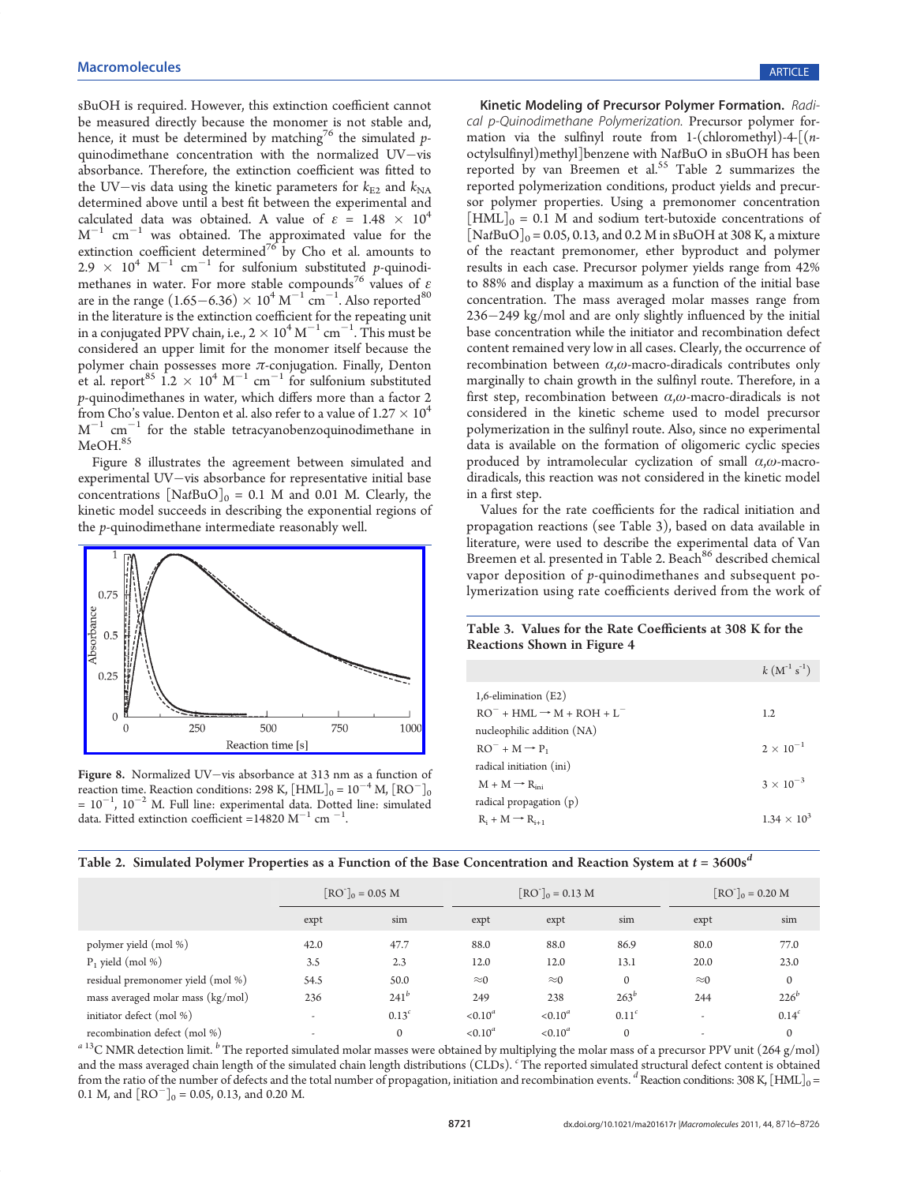sBuOH is required. However, this extinction coefficient cannot be measured directly because the monomer is not stable and, hence, it must be determined by matching[76] the simulated *p*-quinodimethane concentration with the normalized UV–vis absorbance. Therefore, the extinction coefficient was fitted to the UV–vis data using the kinetic parameters for $k_{E2}$ and $k_{NA}$ determined above until a best fit between the experimental and calculated data was obtained. A value of $\varepsilon = 1.48 \times 10^4$ $M^{-1}$ $cm^{-1}$ was obtained. The approximated value for the extinction coefficient determined[76] by Cho et al. amounts to $2.9 \times 10^4$ $M^{-1}$ $cm^{-1}$ for sulfonium substituted *p*-quinodimethanes in water. For more stable compounds[76] values of $\varepsilon$ are in the range $(1.65-6.36) \times 10^4$ $M^{-1}$ $cm^{-1}$. Also reported[80] in the literature is the extinction coefficient for the repeating unit in a conjugated PPV chain, i.e., $2 \times 10^4$ $M^{-1}$ $cm^{-1}$. This must be considered an upper limit for the monomer itself because the polymer chain possesses more $\pi$-conjugation. Finally, Denton et al. report[85] $1.2 \times 10^4$ $M^{-1}$ $cm^{-1}$ for sulfonium substituted *p*-quinodimethanes in water, which differs more than a factor 2 from Cho's value. Denton et al. also refer to a value of $1.27 \times 10^4$ $M^{-1}$ $cm^{-1}$ for the stable tetracyanobenzoquinodimethane in MeOH.[85]

Figure 8 illustrates the agreement between simulated and experimental UV–vis absorbance for representative initial base concentrations $[NatBuO]_0 = 0.1$ M and 0.01 M. Clearly, the kinetic model succeeds in describing the exponential regions of the *p*-quinodimethane intermediate reasonably well.

Figure 8. Normalized UV–vis absorbance at 313 nm as a function of reaction time. Reaction conditions: 298 K, $[HML]_0 = 10^{-4}$ M, $[RO^-]_0 = 10^{-1}$, $10^{-2}$ M. Full line: experimental data. Dotted line: simulated data. Fitted extinction coefficient =14820 $M^{-1}$ $cm^{-1}$.

**Kinetic Modeling of Precursor Polymer Formation.** *Radical p-Quinodimethane Polymerization.* Precursor polymer formation via the sulfinyl route from 1-(chloromethyl)-4-[(*n*-octylsulfinyl)methyl]benzene with Na*t*BuO in sBuOH has been reported by van Breemen et al.[55] Table 2 summarizes the reported polymerization conditions, product yields and precursor polymer properties. Using a premonomer concentration $[HML]_0 = 0.1$ M and sodium tert-butoxide concentrations of $[NatBuO]_0 = 0.05$, 0.13, and 0.2 M in sBuOH at 308 K, a mixture of the reactant premonomer, ether byproduct and polymer results in each case. Precursor polymer yields range from 42% to 88% and display a maximum as a function of the initial base concentration. The mass averaged molar masses range from 236–249 kg/mol and are only slightly influenced by the initial base concentration while the initiator and recombination defect content remained very low in all cases. Clearly, the occurrence of recombination between $\alpha,\omega$-macro-diradicals contributes only marginally to chain growth in the sulfinyl route. Therefore, in a first step, recombination between $\alpha,\omega$-macro-diradicals is not considered in the kinetic scheme used to model precursor polymerization in the sulfinyl route. Also, since no experimental data is available on the formation of oligomeric cyclic species produced by intramolecular cyclization of small $\alpha,\omega$-macro-diradicals, this reaction was not considered in the kinetic model in a first step.

Values for the rate coefficients for the radical initiation and propagation reactions (see Table 3), based on data available in literature, were used to describe the experimental data of Van Breemen et al. presented in Table 2. Beach[86] described chemical vapor deposition of *p*-quinodimethanes and subsequent polymerization using rate coefficients derived from the work of

**Table 3. Values for the Rate Coefficients at 308 K for the Reactions Shown in Figure 4**

| | $k$ ($M^{-1}$ $s^{-1}$) |
|---|---|
| 1,6-elimination (E2) | |
| $RO^- + HML \rightarrow M + ROH + L^-$ | 1.2 |
| nucleophilic addition (NA) | |
| $RO^- + M \rightarrow P_1$ | $2 \times 10^{-1}$ |
| radical initiation (ini) | |
| $M + M \rightarrow R_{ini}$ | $3 \times 10^{-3}$ |
| radical propagation (p) | |
| $R_i + M \rightarrow R_{i+1}$ | $1.34 \times 10^3$ |

**Table 2. Simulated Polymer Properties as a Function of the Base Concentration and Reaction System at $t$ = 3600s[d]**

| | $[RO^-]_0$ = 0.05 M | | $[RO^-]_0$ = 0.13 M | | | $[RO^-]_0$ = 0.20 M | |
|---|---|---|---|---|---|---|---|
| | expt | sim | expt | expt | sim | expt | sim |
| polymer yield (mol %) | 42.0 | 47.7 | 88.0 | 88.0 | 86.9 | 80.0 | 77.0 |
| $P_1$ yield (mol %) | 3.5 | 2.3 | 12.0 | 12.0 | 13.1 | 20.0 | 23.0 |
| residual premonomer yield (mol %) | 54.5 | 50.0 | ≈0 | ≈0 | 0 | ≈0 | 0 |
| mass averaged molar mass (kg/mol) | 236 | 241[b] | 249 | 238 | 263[b] | 244 | 226[b] |
| initiator defect (mol %) | - | 0.13[c] | <0.10[a] | <0.10[a] | 0.11[c] | - | 0.14[c] |
| recombination defect (mol %) | - | 0 | <0.10[a] | <0.10[a] | 0 | - | 0 |

[a] $^{13}C$ NMR detection limit. [b] The reported simulated molar masses were obtained by multiplying the molar mass of a precursor PPV unit (264 g/mol) and the mass averaged chain length of the simulated chain length distributions (CLDs). [c] The reported simulated structural defect content is obtained from the ratio of the number of defects and the total number of propagation, initiation and recombination events. [d] Reaction conditions: 308 K, $[HML]_0$ = 0.1 M, and $[RO^-]_0$ = 0.05, 0.13, and 0.20 M.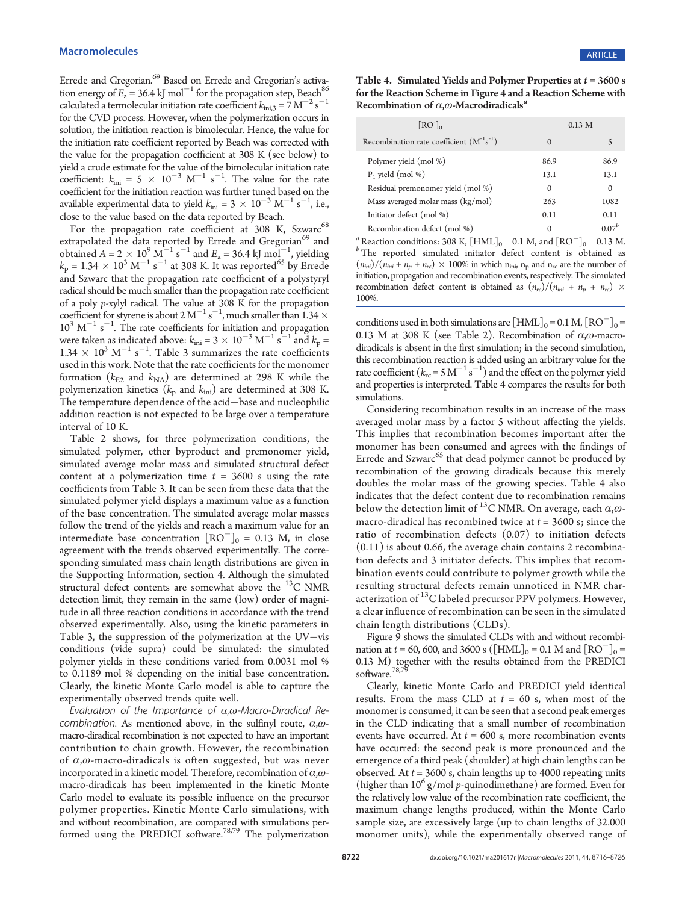Errede and Gregorian.[69] Based on Errede and Gregorian's activation energy of $E_a = 36.4$ kJ mol$^{-1}$ for the propagation step, Beach[86] calculated a termolecular initiation rate coefficient $k_{ini,3} = 7$ M$^{-2}$ s$^{-1}$ for the CVD process. However, when the polymerization occurs in solution, the initiation reaction is bimolecular. Hence, the value for the initiation rate coefficient reported by Beach was corrected with the value for the propagation coefficient at 308 K (see below) to yield a crude estimate for the value of the bimolecular initiation rate coefficient: $k_{ini} = 5 \times 10^{-3}$ M$^{-1}$ s$^{-1}$. The value for the rate coefficient for the initiation reaction was further tuned based on the available experimental data to yield $k_{ini} = 3 \times 10^{-3}$ M$^{-1}$ s$^{-1}$, i.e., close to the value based on the data reported by Beach.

For the propagation rate coefficient at 308 K, Szwarc[68] extrapolated the data reported by Errede and Gregorian[69] and obtained $A = 2 \times 10^9$ M$^{-1}$ s$^{-1}$ and $E_a = 36.4$ kJ mol$^{-1}$, yielding $k_p = 1.34 \times 10^3$ M$^{-1}$ s$^{-1}$ at 308 K. It was reported[65] by Errede and Szwarc that the propagation rate coefficient of a polystyryl radical should be much smaller than the propagation rate coefficient of a poly *p*-xylyl radical. The value at 308 K for the propagation coefficient for styrene is about 2 M$^{-1}$ s$^{-1}$, much smaller than $1.34 \times 10^3$ M$^{-1}$ s$^{-1}$. The rate coefficients for initiation and propagation were taken as indicated above: $k_{ini} = 3 \times 10^{-3}$ M$^{-1}$ s$^{-1}$ and $k_p = 1.34 \times 10^3$ M$^{-1}$ s$^{-1}$. Table 3 summarizes the rate coefficients used in this work. Note that the rate coefficients for the monomer formation ($k_{E2}$ and $k_{NA}$) are determined at 298 K while the polymerization kinetics ($k_p$ and $k_{ini}$) are determined at 308 K. The temperature dependence of the acid−base and nucleophilic addition reaction is not expected to be large over a temperature interval of 10 K.

Table 2 shows, for three polymerization conditions, the simulated polymer, ether byproduct and premonomer yield, simulated average molar mass and simulated structural defect content at a polymerization time $t = 3600$ s using the rate coefficients from Table 3. It can be seen from these data that the simulated polymer yield displays a maximum value as a function of the base concentration. The simulated average molar masses follow the trend of the yields and reach a maximum value for an intermediate base concentration $[\mathrm{RO}^-]_0 = 0.13$ M, in close agreement with the trends observed experimentally. The corresponding simulated mass chain length distributions are given in the Supporting Information, section 4. Although the simulated structural defect contents are somewhat above the $^{13}$C NMR detection limit, they remain in the same (low) order of magnitude in all three reaction conditions in accordance with the trend observed experimentally. Also, using the kinetic parameters in Table 3, the suppression of the polymerization at the UV−vis conditions (vide supra) could be simulated: the simulated polymer yields in these conditions varied from 0.0031 mol % to 0.1189 mol % depending on the initial base concentration. Clearly, the kinetic Monte Carlo model is able to capture the experimentally observed trends quite well.

*Evaluation of the Importance of α,ω-Macro-Diradical Recombination.* As mentioned above, in the sulfinyl route, α,ω-macro-diradical recombination is not expected to have an important contribution to chain growth. However, the recombination of α,ω-macro-diradicals is often suggested, but was never incorporated in a kinetic model. Therefore, recombination of α,ω-macro-diradicals has been implemented in the kinetic Monte Carlo model to evaluate its possible influence on the precursor polymer properties. Kinetic Monte Carlo simulations, with and without recombination, are compared with simulations performed using the PREDICI software.[78,79] The polymerization conditions used in both simulations are $[\mathrm{HML}]_0 = 0.1$ M, $[\mathrm{RO}^-]_0 = 0.13$ M at 308 K (see Table 2). Recombination of α,ω-macrodiradicals is absent in the first simulation; in the second simulation, this recombination reaction is added using an arbitrary value for the rate coefficient ($k_{rc} = 5$ M$^{-1}$ s$^{-1}$) and the effect on the polymer yield and properties is interpreted. Table 4 compares the results for both simulations.

**Table 4. Simulated Yields and Polymer Properties at $t = 3600$ s for the Reaction Scheme in Figure 4 and a Reaction Scheme with Recombination of α,ω-Macrodiradicals[a]**

| $[\mathrm{RO}^-]_0$ | 0.13 M | |
|---|---|---|
| Recombination rate coefficient (M$^{-1}$s$^{-1}$) | 0 | 5 |
| Polymer yield (mol %) | 86.9 | 86.9 |
| $P_1$ yield (mol %) | 13.1 | 13.1 |
| Residual premonomer yield (mol %) | 0 | 0 |
| Mass averaged molar mass (kg/mol) | 263 | 1082 |
| Initiator defect (mol %) | 0.11 | 0.11 |
| Recombination defect (mol %) | 0 | 0.07[b] |

[a] Reaction conditions: 308 K, $[\mathrm{HML}]_0 = 0.1$ M, and $[\mathrm{RO}^-]_0 = 0.13$ M. [b] The reported simulated initiator defect content is obtained as $(n_{ini})/(n_{ini} + n_p + n_{rc}) \times 100\%$ in which $n_{ini}$, $n_p$ and $n_{rc}$ are the number of initiation, propagation and recombination events, respectively. The simulated recombination defect content is obtained as $(n_{rc})/(n_{ini} + n_p + n_{rc}) \times 100\%$.

Considering recombination results in an increase of the mass averaged molar mass by a factor 5 without affecting the yields. This implies that recombination becomes important after the monomer has been consumed and agrees with the findings of Errede and Szwarc[65] that dead polymer cannot be produced by recombination of the growing diradicals because this merely doubles the molar mass of the growing species. Table 4 also indicates that the defect content due to recombination remains below the detection limit of $^{13}$C NMR. On average, each α,ω-macro-diradical has recombined twice at $t = 3600$ s; since the ratio of recombination defects (0.07) to initiation defects (0.11) is about 0.66, the average chain contains 2 recombination defects and 3 initiator defects. This implies that recombination events could contribute to polymer growth while the resulting structural defects remain unnoticed in NMR characterization of $^{13}$C labeled precursor PPV polymers. However, a clear influence of recombination can be seen in the simulated chain length distributions (CLDs).

Figure 9 shows the simulated CLDs with and without recombination at $t = 60$, 600, and 3600 s ($[\mathrm{HML}]_0 = 0.1$ M and $[\mathrm{RO}^-]_0 = 0.13$ M) together with the results obtained from the PREDICI software.[78,79]

Clearly, kinetic Monte Carlo and PREDICI yield identical results. From the mass CLD at $t = 60$ s, when most of the monomer is consumed, it can be seen that a second peak emerges in the CLD indicating that a small number of recombination events have occurred. At $t = 600$ s, more recombination events have occurred: the second peak is more pronounced and the emergence of a third peak (shoulder) at high chain lengths can be observed. At $t = 3600$ s, chain lengths up to 4000 repeating units (higher than $10^6$ g/mol *p*-quinodimethane) are formed. Even for the relatively low value of the recombination rate coefficient, the maximum change lengths produced, within the Monte Carlo sample size, are excessively large (up to chain lengths of 32.000 monomer units), while the experimentally observed range of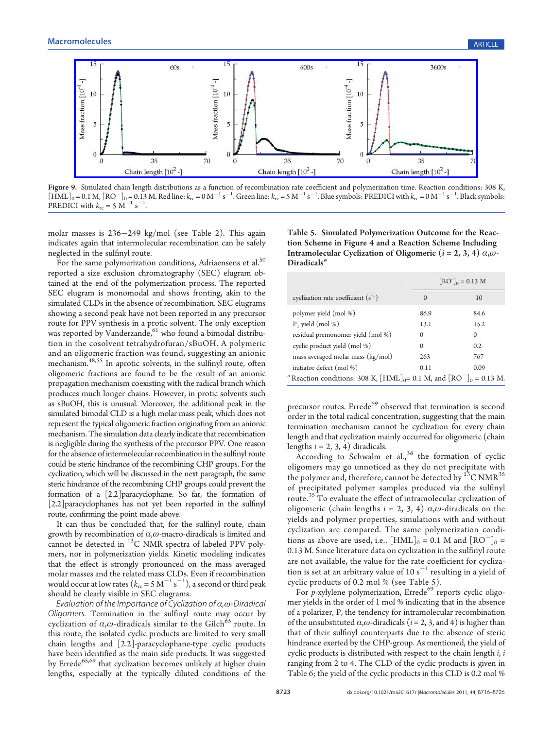Figure 9. Simulated chain length distributions as a function of recombination rate coefficient and polymerization time. Reaction conditions: 308 K, $[HML]_0 = 0.1$ M, $[RO^-]_0 = 0.13$ M. Red line: $k_{rc} = 0$ M$^{-1}$ s$^{-1}$. Green line: $k_{rc} = 5$ M$^{-1}$ s$^{-1}$. Blue symbols: PREDICI with $k_{rc} = 0$ M$^{-1}$ s$^{-1}$. Black symbols: PREDICI with $k_{rc} = 5$ M$^{-1}$ s$^{-1}$.

molar masses is 236−249 kg/mol (see Table 2). This again indicates again that intermolecular recombination can be safely neglected in the sulfinyl route.

For the same polymerization conditions, Adriaensens et al.[50] reported a size exclusion chromatography (SEC) elugram obtained at the end of the polymerization process. The reported SEC elugram is monomodal and shows fronting, akin to the simulated CLDs in the absence of recombination. SEC elugrams showing a second peak have not been reported in any precursor route for PPV synthesis in a protic solvent. The only exception was reported by Vanderzande,[61] who found a bimodal distribution in the cosolvent tetrahydrofuran/sBuOH. A polymeric and an oligomeric fraction was found, suggesting an anionic mechanism.[48,55] In aprotic solvents, in the sulfinyl route, often oligomeric fractions are found to be the result of an anionic propagation mechanism coexisting with the radical branch which produces much longer chains. However, in protic solvents such as sBuOH, this is unusual. Moreover, the additional peak in the simulated bimodal CLD is a high molar mass peak, which does not represent the typical oligomeric fraction originating from an anionic mechanism. The simulation data clearly indicate that recombination is negligible during the synthesis of the precursor PPV. One reason for the absence of intermolecular recombination in the sulfinyl route could be steric hindrance of the recombining CHP groups. For the cyclization, which will be discussed in the next paragraph, the same steric hindrance of the recombining CHP groups could prevent the formation of a [2.2]paracyclophane. So far, the formation of [2.2]paracyclophanes has not yet been reported in the sulfinyl route, confirming the point made above.

It can thus be concluded that, for the sulfinyl route, chain growth by recombination of $\alpha,\omega$-macro-diradicals is limited and cannot be detected in $^{13}$C NMR spectra of labeled PPV polymers, nor in polymerization yields. Kinetic modeling indicates that the effect is strongly pronounced on the mass averaged molar masses and the related mass CLDs. Even if recombination would occur at low rates ($k_{rc} = 5$ M$^{-1}$ s$^{-1}$), a second or third peak should be clearly visible in SEC elugrams.

*Evaluation of the Importance of Cyclization of $\alpha,\omega$-Diradical Oligomers.* Termination in the sulfinyl route may occur by cyclization of $\alpha,\omega$-diradicals similar to the Gilch[65] route. In this route, the isolated cyclic products are limited to very small chain lengths and [2.2]-paracyclophane-type cyclic products have been identified as the main side products. It was suggested by Errede[65,69] that cyclization becomes unlikely at higher chain lengths, especially at the typically diluted conditions of the precursor routes. Errede[69] observed that termination is second order in the total radical concentration, suggesting that the main termination mechanism cannot be cyclization for every chain length and that cyclization mainly occurred for oligomeric (chain lengths $i = 2, 3, 4$) diradicals.

According to Schwalm et al.,[36] the formation of cyclic oligomers may go unnoticed as they do not precipitate with the polymer and, therefore, cannot be detected by $^{13}$C NMR[35] of precipitated polymer samples produced via the sulfinyl route.[35] To evaluate the effect of intramolecular cyclization of oligomeric (chain lengths $i = 2, 3, 4$) $\alpha,\omega$-diradicals on the yields and polymer properties, simulations with and without cyclization are compared. The same polymerization conditions as above are used, i.e., $[HML]_0 = 0.1$ M and $[RO^-]_0 = 0.13$ M. Since literature data on cyclization in the sulfinyl route are not available, the value for the rate coefficient for cyclization is set at an arbitrary value of 10 s$^{-1}$ resulting in a yield of cyclic products of 0.2 mol % (see Table 5).

Table 5. Simulated Polymerization Outcome for the Reaction Scheme in Figure 4 and a Reaction Scheme Including Intramolecular Cyclization of Oligomeric ($i = 2, 3, 4$) $\alpha,\omega$-Diradicals[a]

| | $[RO^-]_0 = 0.13$ M | |
|---|---|---|
| cyclization rate coefficient (s$^{-1}$) | 0 | 10 |
| polymer yield (mol %) | 86.9 | 84.6 |
| $P_1$ yield (mol %) | 13.1 | 15.2 |
| residual premonomer yield (mol %) | 0 | 0 |
| cyclic product yield (mol %) | 0 | 0.2 |
| mass averaged molar mass (kg/mol) | 263 | 767 |
| initiator defect (mol %) | 0.11 | 0.09 |

[a] Reaction conditions: 308 K, $[HML]_0 = 0.1$ M, and $[RO^-]_0 = 0.13$ M.

For $p$-xylylene polymerization, Errede[69] reports cyclic oligomer yields in the order of 1 mol % indicating that in the absence of a polarizer, P, the tendency for intramolecular recombination of the unsubstituted $\alpha,\omega$-diradicals ($i = 2, 3$, and 4) is higher than that of their sulfinyl counterparts due to the absence of steric hindrance exerted by the CHP-group. As mentioned, the yield of cyclic products is distributed with respect to the chain length $i$, $i$ ranging from 2 to 4. The CLD of the cyclic products is given in Table 6; the yield of the cyclic products in this CLD is 0.2 mol %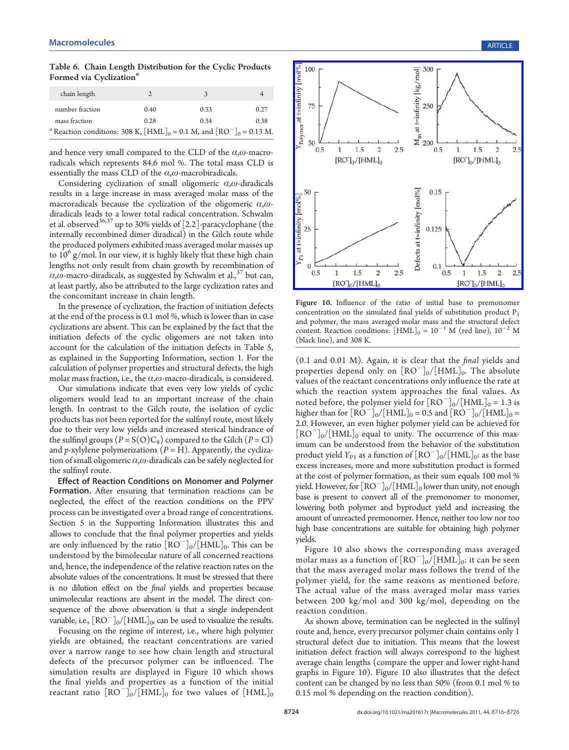Table 6. Chain Length Distribution for the Cyclic Products Formed via Cyclization[a]

| chain length | 2 | 3 | 4 |
|---|---|---|---|
| number fraction | 0.40 | 0.33 | 0.27 |
| mass fraction | 0.28 | 0.34 | 0.38 |

[a] Reaction conditions: 308 K, $[\text{HML}]_0 = 0.1$ M, and $[\text{RO}^-]_0 = 0.13$ M.

and hence very small compared to the CLD of the $\alpha,\omega$-macroradicals which represents 84.6 mol %. The total mass CLD is essentially the mass CLD of the $\alpha,\omega$-macrobiradicals.

Considering cyclization of small oligomeric $\alpha,\omega$-diradicals results in a large increase in mass averaged molar mass of the macroradicals because the cyclization of the oligomeric $\alpha,\omega$-diradicals leads to a lower total radical concentration. Schwalm et al. observed[36,37] up to 30% yields of [2.2]-paracyclophane (the internally recombined dimer diradical) in the Gilch route while the produced polymers exhibited mass averaged molar masses up to $10^6$ g/mol. In our view, it is highly likely that these high chain lengths not only result from chain growth by recombination of $\alpha,\omega$-macro-diradicals, as suggested by Schwalm et al.,[37] but can, at least partly, also be attributed to the large cyclization rates and the concomitant increase in chain length.

In the presence of cyclization, the fraction of initiation defects at the end of the process is 0.1 mol %, which is lower than in case cyclizations are absent. This can be explained by the fact that the initiation defects of the cyclic oligomers are not taken into account for the calculation of the initiation defects in Table 5, as explained in the Supporting Information, section 1. For the calculation of polymer properties and structural defects, the high molar mass fraction, i.e., the $\alpha,\omega$-macro-diradicals, is considered.

Our simulations indicate that even very low yields of cyclic oligomers would lead to an important increase of the chain length. In contrast to the Gilch route, the isolation of cyclic products has not been reported for the sulfinyl route, most likely due to their very low yields and increased sterical hindrance of the sulfinyl groups ($P = \text{S(O)C}_8$) compared to the Gilch ($P = \text{Cl}$) and $p$-xylylene polymerizations ($P = \text{H}$). Apparently, the cyclization of small oligomeric $\alpha,\omega$-diradicals can be safely neglected for the sulfinyl route.

**Effect of Reaction Conditions on Monomer and Polymer Formation.** After ensuring that termination reactions can be neglected, the effect of the reaction conditions on the PPV process can be investigated over a broad range of concentrations. Section 5 in the Supporting Information illustrates this and allows to conclude that the final polymer properties and yields are only influenced by the ratio $[\text{RO}^-]_0/[\text{HML}]_0$. This can be understood by the bimolecular nature of all concerned reactions and, hence, the independence of the relative reaction rates on the absolute values of the concentrations. It must be stressed that there is no dilution effect on the *final* yields and properties because unimolecular reactions are absent in the model. The direct consequence of the above observation is that a single independent variable, i.e., $[\text{RO}^-]_0/[\text{HML}]_0$, can be used to visualize the results.

Focusing on the regime of interest, i.e., where high polymer yields are obtained, the reactant concentrations are varied over a narrow range to see how chain length and structural defects of the precursor polymer can be influenced. The simulation results are displayed in Figure 10 which shows the final yields and properties as a function of the initial reactant ratio $[\text{RO}^-]_0/[\text{HML}]_0$ for two values of $[\text{HML}]_0$

Figure 10. Influence of the ratio of initial base to premonomer concentration on the simulated final yields of substitution product $P_1$ and polymer, the mass averaged molar mass and the structural defect content. Reaction conditions: $[\text{HML}]_0 = 10^{-1}$ M (red line), $10^{-2}$ M (black line), and 308 K.

(0.1 and 0.01 M). Again, it is clear that the *final* yields and properties depend only on $[\text{RO}^-]_0/[\text{HML}]_0$. The absolute values of the reactant concentrations only influence the rate at which the reaction system approaches the final values. As noted before, the polymer yield for $[\text{RO}^-]_0/[\text{HML}]_0 = 1.3$ is higher than for $[\text{RO}^-]_0/[\text{HML}]_0 = 0.5$ and $[\text{RO}^-]_0/[\text{HML}]_0 = 2.0$. However, an even higher polymer yield can be achieved for $[\text{RO}^-]_0/[\text{HML}]_0$ equal to unity. The occurrence of this maximum can be understood from the behavior of the substitution product yield $Y_{P1}$ as a function of $[\text{RO}^-]_0/[\text{HML}]_0$: as the base excess increases, more and more substitution product is formed at the cost of polymer formation, as their sum equals 100 mol % yield. However, for $[\text{RO}^-]_0/[\text{HML}]_0$ lower than unity, not enough base is present to convert all of the premonomer to monomer, lowering both polymer and byproduct yield and increasing the amount of unreacted premonomer. Hence, neither too low nor too high base concentrations are suitable for obtaining high polymer yields.

Figure 10 also shows the corresponding mass averaged molar mass as a function of $[\text{RO}^-]_0/[\text{HML}]_0$: it can be seen that the mass averaged molar mass follows the trend of the polymer yield, for the same reasons as mentioned before. The actual value of the mass averaged molar mass varies between 200 kg/mol and 300 kg/mol, depending on the reaction condition.

As shown above, termination can be neglected in the sulfinyl route and, hence, every precursor polymer chain contains only 1 structural defect due to initiation. This means that the lowest initiation defect fraction will always correspond to the highest average chain lengths (compare the upper and lower right-hand graphs in Figure 10). Figure 10 also illustrates that the defect content can be changed by no less than 50% (from 0.1 mol % to 0.15 mol % depending on the reaction condition).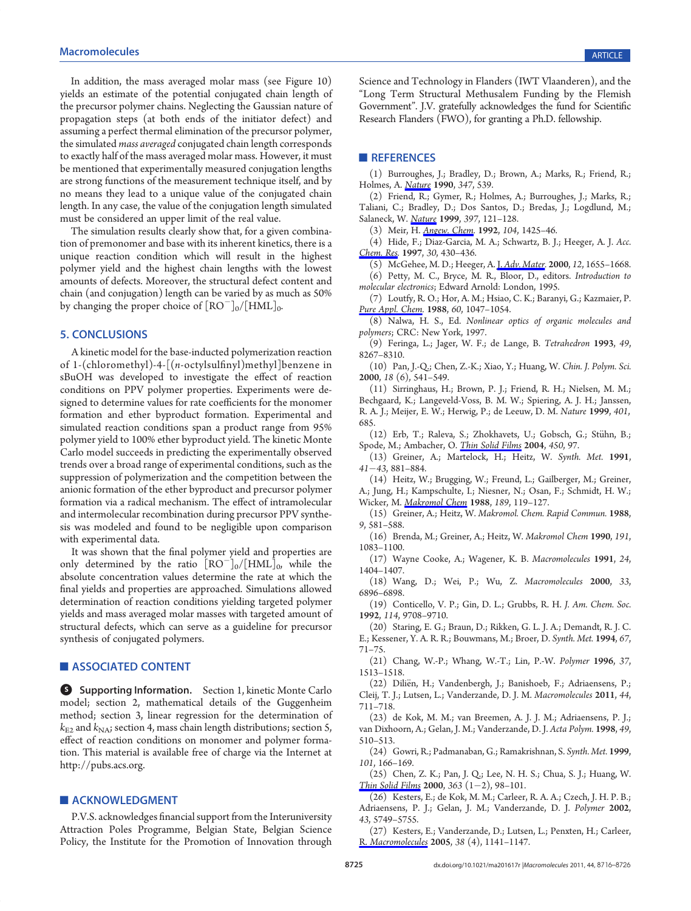In addition, the mass averaged molar mass (see Figure 10) yields an estimate of the potential conjugated chain length of the precursor polymer chains. Neglecting the Gaussian nature of propagation steps (at both ends of the initiator defect) and assuming a perfect thermal elimination of the precursor polymer, the simulated *mass averaged* conjugated chain length corresponds to exactly half of the mass averaged molar mass. However, it must be mentioned that experimentally measured conjugation lengths are strong functions of the measurement technique itself, and by no means they lead to a unique value of the conjugated chain length. In any case, the value of the conjugation length simulated must be considered an upper limit of the real value.

The simulation results clearly show that, for a given combination of premonomer and base with its inherent kinetics, there is a unique reaction condition which will result in the highest polymer yield and the highest chain lengths with the lowest amounts of defects. Moreover, the structural defect content and chain (and conjugation) length can be varied by as much as 50% by changing the proper choice of $[RO^-]_0/[HML]_0$.

## 5. CONCLUSIONS

A kinetic model for the base-inducted polymerization reaction of 1-(chloromethyl)-4-[(*n*-octylsulfinyl)methyl]benzene in sBuOH was developed to investigate the effect of reaction conditions on PPV polymer properties. Experiments were designed to determine values for rate coefficients for the monomer formation and ether byproduct formation. Experimental and simulated reaction conditions span a product range from 95% polymer yield to 100% ether byproduct yield. The kinetic Monte Carlo model succeeds in predicting the experimentally observed trends over a broad range of experimental conditions, such as the suppression of polymerization and the competition between the anionic formation of the ether byproduct and precursor polymer formation via a radical mechanism. The effect of intramolecular and intermolecular recombination during precursor PPV synthesis was modeled and found to be negligible upon comparison with experimental data.

It was shown that the final polymer yield and properties are only determined by the ratio $[RO^-]_0/[HML]_0$, while the absolute concentration values determine the rate at which the final yields and properties are approached. Simulations allowed determination of reaction conditions yielding targeted polymer yields and mass averaged molar masses with targeted amount of structural defects, which can serve as a guideline for precursor synthesis of conjugated polymers.

## ■ ASSOCIATED CONTENT

**Supporting Information.** Section 1, kinetic Monte Carlo model; section 2, mathematical details of the Guggenheim method; section 3, linear regression for the determination of $k_{E2}$ and $k_{NA}$; section 4, mass chain length distributions; section 5, effect of reaction conditions on monomer and polymer formation. This material is available free of charge via the Internet at http://pubs.acs.org.

## ■ ACKNOWLEDGMENT

P.V.S. acknowledges financial support from the Interuniversity Attraction Poles Programme, Belgian State, Belgian Science Policy, the Institute for the Promotion of Innovation through Science and Technology in Flanders (IWT Vlaanderen), and the "Long Term Structural Methusalem Funding by the Flemish Government". J.V. gratefully acknowledges the fund for Scientific Research Flanders (FWO), for granting a Ph.D. fellowship.

## ■ REFERENCES

(1) Burroughes, J.; Bradley, D.; Brown, A.; Marks, R.; Friend, R.; Holmes, A. *Nature* **1990**, *347*, 539.

(2) Friend, R.; Gymer, R.; Holmes, A.; Burroughes, J.; Marks, R.; Taliani, C.; Bradley, D.; Dos Santos, D.; Bredas, J.; Logdlund, M.; Salaneck, W. *Nature* **1999**, *397*, 121–128.

(3) Meir, H. *Angew. Chem.* **1992**, *104*, 1425–46.

(4) Hide, F.; Diaz-Garcia, M. A.; Schwartz, B. J.; Heeger, A. J. *Acc. Chem. Res.* **1997**, *30*, 430–436.

(5) McGehee, M. D.; Heeger, A. J. *Adv. Mater.* **2000**, *12*, 1655–1668.

(6) Petty, M. C., Bryce, M. R., Bloor, D., editors. *Introduction to molecular electronics*; Edward Arnold: London, 1995.

(7) Loutfy, R. O.; Hor, A. M.; Hsiao, C. K.; Baranyi, G.; Kazmaier, P. *Pure Appl. Chem.* **1988**, *60*, 1047–1054.

(8) Nalwa, H. S., Ed. *Nonlinear optics of organic molecules and polymers*; CRC: New York, 1997.

(9) Feringa, L.; Jager, W. F.; de Lange, B. *Tetrahedron* **1993**, *49*, 8267–8310.

(10) Pan, J.-Q.; Chen, Z.-K.; Xiao, Y.; Huang, W. *Chin. J. Polym. Sci.* **2000**, *18* (6), 541–549.

(11) Sirringhaus, H.; Brown, P. J.; Friend, R. H.; Nielsen, M. M.; Bechgaard, K.; Langeveld-Voss, B. M. W.; Spiering, A. J. H.; Janssen, R. A. J.; Meijer, E. W.; Herwig, P.; de Leeuw, D. M. *Nature* **1999**, *401*, 685.

(12) Erb, T.; Raleva, S.; Zhokhavets, U.; Gobsch, G.; Stühn, B.; Spode, M.; Ambacher, O. *Thin Solid Films* **2004**, *450*, 97.

(13) Greiner, A.; Martelock, H.; Heitz, W. *Synth. Met.* **1991**, *41–43*, 881–884.

(14) Heitz, W.; Brugging, W.; Freund, L.; Gailberger, M.; Greiner, A.; Jung, H.; Kampschulte, I.; Niesner, N.; Osan, F.; Schmidt, H. W.; Wicker, M. *Makromol Chem* **1988**, *189*, 119–127.

(15) Greiner, A.; Heitz, W. *Makromol. Chem. Rapid Commun.* **1988**, *9*, 581–588.

(16) Brenda, M.; Greiner, A.; Heitz, W. *Makromol Chem* **1990**, *191*, 1083–1100.

(17) Wayne Cooke, A.; Wagener, K. B. *Macromolecules* **1991**, *24*, 1404–1407.

(18) Wang, D.; Wei, P.; Wu, Z. *Macromolecules* **2000**, *33*, 6896–6898.

(19) Conticello, V. P.; Gin, D. L.; Grubbs, R. H. *J. Am. Chem. Soc.* **1992**, *114*, 9708–9710.

(20) Staring, E. G.; Braun, D.; Rikken, G. L. J. A.; Demandt, R. J. C. E.; Kessener, Y. A. R. R.; Bouwmans, M.; Broer, D. *Synth. Met.* **1994**, *67*, 71–75.

(21) Chang, W.-P.; Whang, W.-T.; Lin, P.-W. *Polymer* **1996**, *37*, 1513–1518.

(22) Diliën, H.; Vandenbergh, J.; Banishoeb, F.; Adriaensens, P.; Cleij, T. J.; Lutsen, L.; Vanderzande, D. J. M. *Macromolecules* **2011**, *44*, 711–718.

(23) de Kok, M. M.; van Breemen, A. J. J. M.; Adriaensens, P. J.; van Dixhoorn, A.; Gelan, J. M.; Vanderzande, D. J. *Acta Polym.* **1998**, *49*, 510–513.

(24) Gowri, R.; Padmanaban, G.; Ramakrishnan, S. *Synth. Met.* **1999**, *101*, 166–169.

(25) Chen, Z. K.; Pan, J. Q.; Lee, N. H. S.; Chua, S. J.; Huang, W. *Thin Solid Films* **2000**, *363* (1–2), 98–101.

(26) Kesters, E.; de Kok, M. M.; Carleer, R. A. A.; Czech, J. H. P. B.; Adriaensens, P. J.; Gelan, J. M.; Vanderzande, D. J. *Polymer* **2002**, *43*, 5749–5755.

(27) Kesters, E.; Vanderzande, D.; Lutsen, L.; Penxten, H.; Carleer, R. *Macromolecules* **2005**, *38* (4), 1141–1147.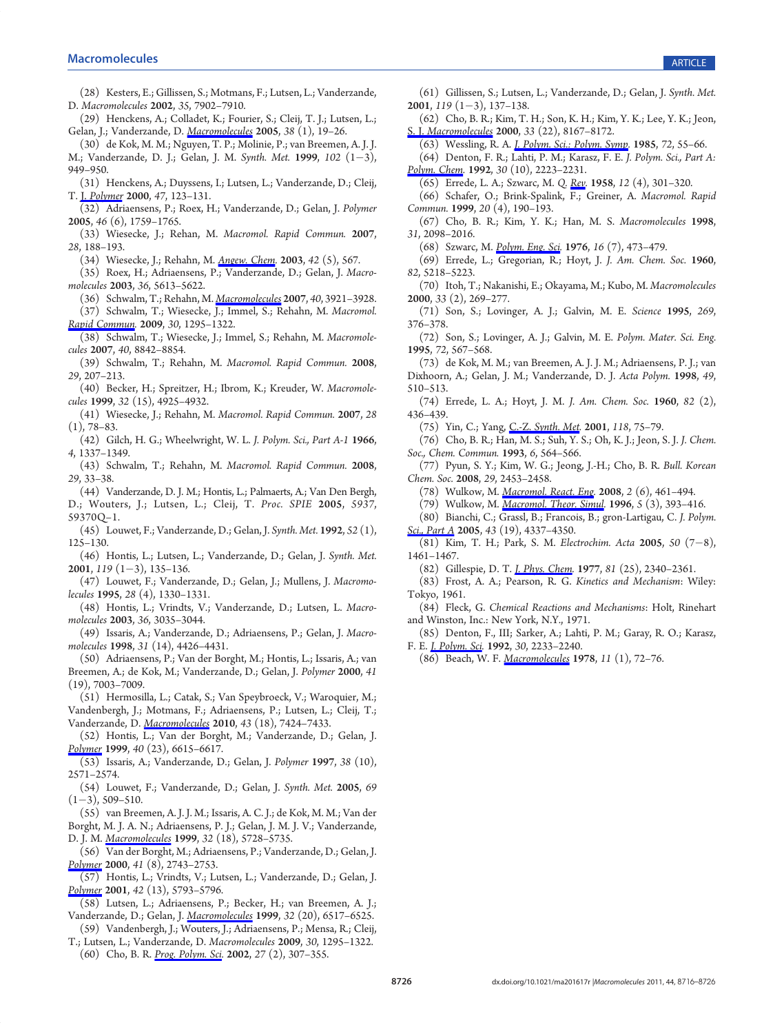(28) Kesters, E.; Gillissen, S.; Motmans, F.; Lutsen, L.; Vanderzande, D. *Macromolecules* **2002**, *35*, 7902–7910.

(29) Henckens, A.; Colladet, K.; Fourier, S.; Cleij, T. J.; Lutsen, L.; Gelan, J.; Vanderzande, D. *Macromolecules* **2005**, *38* (1), 19–26.

(30) de Kok, M. M.; Nguyen, T. P.; Molinie, P.; van Breemen, A. J. J. M.; Vanderzande, D. J.; Gelan, J. M. *Synth. Met.* **1999**, *102* (1−3), 949–950.

(31) Henckens, A.; Duyssens, I.; Lutsen, L.; Vanderzande, D.; Cleij, T. *J. Polymer* 2000, *47*, 123–131.

(32) Adriaensens, P.; Roex, H.; Vanderzande, D.; Gelan, J. *Polymer* **2005**, *46* (6), 1759–1765.

(33) Wiesecke, J.; Rehan, M. *Macromol. Rapid Commun.* **2007**, *28*, 188–193.

(34) Wiesecke, J.; Rehahn, M. *Angew. Chem.* **2003**, *42* (5), 567.

(35) Roex, H.; Adriaensens, P.; Vanderzande, D.; Gelan, J. *Macromolecules* **2003**, *36*, 5613–5622.

(36) Schwalm, T.; Rehahn, M. *Macromolecules* **2007**, *40*, 3921–3928.

(37) Schwalm, T.; Wiesecke, J.; Immel, S.; Rehahn, M. *Macromol. Rapid Commun.* **2009**, *30*, 1295–1322.

(38) Schwalm, T.; Wiesecke, J.; Immel, S.; Rehahn, M. *Macromolecules* **2007**, *40*, 8842–8854.

(39) Schwalm, T.; Rehahn, M. *Macromol. Rapid Commun.* **2008**, *29*, 207–213.

(40) Becker, H.; Spreitzer, H.; Ibrom, K.; Kreuder, W. *Macromolecules* **1999**, *32* (15), 4925–4932.

(41) Wiesecke, J.; Rehahn, M. *Macromol. Rapid Commun.* **2007**, *28* (1), 78–83.

(42) Gilch, H. G.; Wheelwright, W. L. *J. Polym. Sci., Part A-1* **1966**, *4*, 1337–1349.

(43) Schwalm, T.; Rehahn, M. *Macromol. Rapid Commun.* **2008**, *29*, 33–38.

(44) Vanderzande, D. J. M.; Hontis, L.; Palmaerts, A.; Van Den Bergh, D.; Wouters, J.; Lutsen, L.; Cleij, T. *Proc. SPIE* **2005**, *5937*, 59370Q–1.

(45) Louwet, F.; Vanderzande, D.; Gelan, J. *Synth. Met.* **1992**, *52* (1), 125–130.

(46) Hontis, L.; Lutsen, L.; Vanderzande, D.; Gelan, J. *Synth. Met.* **2001**, *119* (1−3), 135–136.

(47) Louwet, F.; Vanderzande, D.; Gelan, J.; Mullens, J. *Macromolecules* **1995**, *28* (4), 1330–1331.

(48) Hontis, L.; Vrindts, V.; Vanderzande, D.; Lutsen, L. *Macromolecules* **2003**, *36*, 3035–3044.

(49) Issaris, A.; Vanderzande, D.; Adriaensens, P.; Gelan, J. *Macromolecules* **1998**, *31* (14), 4426–4431.

(50) Adriaensens, P.; Van der Borght, M.; Hontis, L.; Issaris, A.; van Breemen, A.; de Kok, M.; Vanderzande, D.; Gelan, J. *Polymer* **2000**, *41* (19), 7003–7009.

(51) Hermosilla, L.; Catak, S.; Van Speybroeck, V.; Waroquier, M.; Vandenbergh, J.; Motmans, F.; Adriaensens, P.; Lutsen, L.; Cleij, T.; Vanderzande, D. *Macromolecules* **2010**, *43* (18), 7424–7433.

(52) Hontis, L.; Van der Borght, M.; Vanderzande, D.; Gelan, J. *Polymer* **1999**, *40* (23), 6615–6617.

(53) Issaris, A.; Vanderzande, D.; Gelan, J. *Polymer* **1997**, *38* (10), 2571–2574.

(54) Louwet, F.; Vanderzande, D.; Gelan, J. *Synth. Met.* **2005**, *69* (1−3), 509–510.

(55) van Breemen, A. J. J. M.; Issaris, A. C. J.; de Kok, M. M.; Van der Borght, M. J. A. N.; Adriaensens, P. J.; Gelan, J. M. J. V.; Vanderzande, D. J. M. *Macromolecules* **1999**, *32* (18), 5728–5735.

(56) Van der Borght, M.; Adriaensens, P.; Vanderzande, D.; Gelan, J. *Polymer* **2000**, *41* (8), 2743–2753.

(57) Hontis, L.; Vrindts, V.; Lutsen, L.; Vanderzande, D.; Gelan, J. *Polymer* **2001**, *42* (13), 5793–5796.

(58) Lutsen, L.; Adriaensens, P.; Becker, H.; van Breemen, A. J.; Vanderzande, D.; Gelan, J. *Macromolecules* **1999**, *32* (20), 6517–6525.

(59) Vandenbergh, J.; Wouters, J.; Adriaensens, P.; Mensa, R.; Cleij, T.; Lutsen, L.; Vanderzande, D. *Macromolecules* **2009**, *30*, 1295–1322.

(60) Cho, B. R. *Prog. Polym. Sci.* **2002**, *27* (2), 307–355.

(61) Gillissen, S.; Lutsen, L.; Vanderzande, D.; Gelan, J. *Synth. Met.* **2001**, *119* (1−3), 137–138.

(62) Cho, B. R.; Kim, T. H.; Son, K. H.; Kim, Y. K.; Lee, Y. K.; Jeon, S. J. *Macromolecules* **2000**, *33* (22), 8167–8172.

(63) Wessling, R. A. *J. Polym. Sci.: Polym. Symp.* **1985**, *72*, 55–66.

(64) Denton, F. R.; Lahti, P. M.; Karasz, F. E. *J. Polym. Sci., Part A: Polym. Chem.* **1992**, *30* (10), 2223–2231.

(65) Errede, L. A.; Szwarc, M. *Q. Rev.* **1958**, *12* (4), 301–320.

(66) Schafer, O.; Brink-Spalink, F.; Greiner, A. *Macromol. Rapid Commun.* **1999**, *20* (4), 190–193.

(67) Cho, B. R.; Kim, Y. K.; Han, M. S. *Macromolecules* **1998**, *31*, 2098–2016.

(68) Szwarc, M. *Polym. Eng. Sci.* **1976**, *16* (7), 473–479.

(69) Errede, L.; Gregorian, R.; Hoyt, J. *J. Am. Chem. Soc.* **1960**, *82*, 5218–5223.

(70) Itoh, T.; Nakanishi, E.; Okayama, M.; Kubo, M. *Macromolecules* **2000**, *33* (2), 269–277.

(71) Son, S.; Lovinger, A. J.; Galvin, M. E. *Science* **1995**, *269*, 376–378.

(72) Son, S.; Lovinger, A. J.; Galvin, M. E. *Polym. Mater. Sci. Eng.* **1995**, *72*, 567–568.

(73) de Kok, M. M.; van Breemen, A. J. J. M.; Adriaensens, P. J.; van Dixhoorn, A.; Gelan, J. M.; Vanderzande, D. J. *Acta Polym.* **1998**, *49*, 510–513.

(74) Errede, L. A.; Hoyt, J. M. *J. Am. Chem. Soc.* **1960**, *82* (2), 436–439.

(75) Yin, C.; Yang, *C.-Z. Synth. Met.* **2001**, *118*, 75–79.

(76) Cho, B. R.; Han, M. S.; Suh, Y. S.; Oh, K. J.; Jeon, S. J. *J. Chem. Soc., Chem. Commun.* **1993**, *6*, 564–566.

(77) Pyun, S. Y.; Kim, W. G.; Jeong, J.-H.; Cho, B. R. *Bull. Korean Chem. Soc.* **2008**, *29*, 2453–2458.

(78) Wulkow, M. *Macromol. React. Eng.* **2008**, *2* (6), 461–494.

(79) Wulkow, M. *Macromol. Theor. Simul.* **1996**, *5* (3), 393–416.

(80) Bianchi, C.; Grassl, B.; Francois, B.; gron-Lartigau, C. *J. Polym. Sci., Part A* **2005**, *43* (19), 4337–4350.

(81) Kim, T. H.; Park, S. M. *Electrochim. Acta* **2005**, *50* (7−8), 1461–1467.

(82) Gillespie, D. T. *J. Phys. Chem.* **1977**, *81* (25), 2340–2361.

(83) Frost, A. A.; Pearson, R. G. *Kinetics and Mechanism*: Wiley: Tokyo, 1961.

(84) Fleck, G. *Chemical Reactions and Mechanisms*: Holt, Rinehart and Winston, Inc.: New York, N.Y., 1971.

(85) Denton, F., III; Sarker, A.; Lahti, P. M.; Garay, R. O.; Karasz, F. E. *J. Polym. Sci.* **1992**, *30*, 2233–2240.

(86) Beach, W. F. *Macromolecules* **1978**, *11* (1), 72–76.